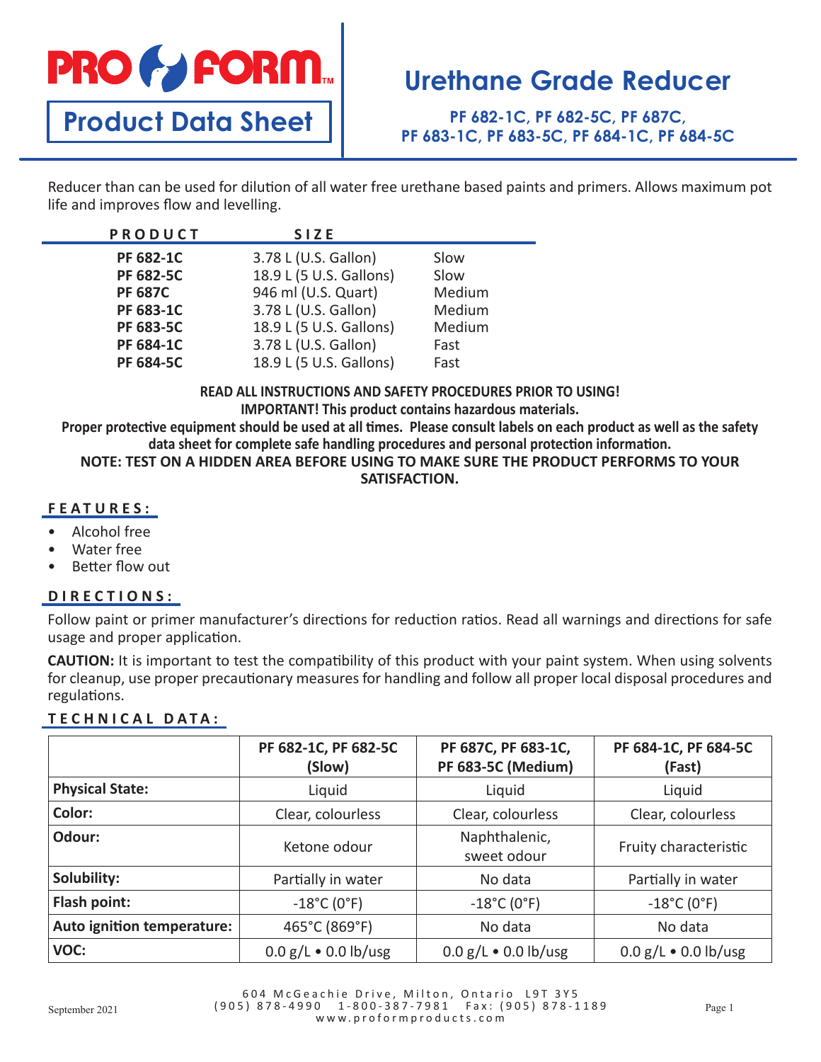# PRO FORM

## Product Data Sheet

# Urethane Grade Reducer

**PF 682-1C, PF 682-5C, PF 687C, PF 683-1C, PF 683-5C, PF 684-1C, PF 684-5C**

Reducer than can be used for dilution of all water free urethane based paints and primers. Allows maximum pot life and improves flow and levelling.

| PRODUCT | SIZE | |
|---|---|---|
| **PF 682-1C** | 3.78 L (U.S. Gallon) | Slow |
| **PF 682-5C** | 18.9 L (5 U.S. Gallons) | Slow |
| **PF 687C** | 946 ml (U.S. Quart) | Medium |
| **PF 683-1C** | 3.78 L (U.S. Gallon) | Medium |
| **PF 683-5C** | 18.9 L (5 U.S. Gallons) | Medium |
| **PF 684-1C** | 3.78 L (U.S. Gallon) | Fast |
| **PF 684-5C** | 18.9 L (5 U.S. Gallons) | Fast |

**READ ALL INSTRUCTIONS AND SAFETY PROCEDURES PRIOR TO USING!**
**IMPORTANT! This product contains hazardous materials.**
**Proper protective equipment should be used at all times. Please consult labels on each product as well as the safety data sheet for complete safe handling procedures and personal protection information.**
**NOTE: TEST ON A HIDDEN AREA BEFORE USING TO MAKE SURE THE PRODUCT PERFORMS TO YOUR SATISFACTION.**

### FEATURES:

- Alcohol free
- Water free
- Better flow out

### DIRECTIONS:

Follow paint or primer manufacturer's directions for reduction ratios. Read all warnings and directions for safe usage and proper application.

**CAUTION:** It is important to test the compatibility of this product with your paint system. When using solvents for cleanup, use proper precautionary measures for handling and follow all proper local disposal procedures and regulations.

### TECHNICAL DATA:

| | PF 682-1C, PF 682-5C (Slow) | PF 687C, PF 683-1C, PF 683-5C (Medium) | PF 684-1C, PF 684-5C (Fast) |
|---|---|---|---|
| **Physical State:** | Liquid | Liquid | Liquid |
| **Color:** | Clear, colourless | Clear, colourless | Clear, colourless |
| **Odour:** | Ketone odour | Naphthalenic, sweet odour | Fruity characteristic |
| **Solubility:** | Partially in water | No data | Partially in water |
| **Flash point:** | -18°C (0°F) | -18°C (0°F) | -18°C (0°F) |
| **Auto ignition temperature:** | 465°C (869°F) | No data | No data |
| **VOC:** | 0.0 g/L • 0.0 lb/usg | 0.0 g/L • 0.0 lb/usg | 0.0 g/L • 0.0 lb/usg |

September 2021

604 McGeachie Drive, Milton, Ontario L9T 3Y5
(905) 878-4990 1-800-387-7981 Fax: (905) 878-1189
www.proformproducts.com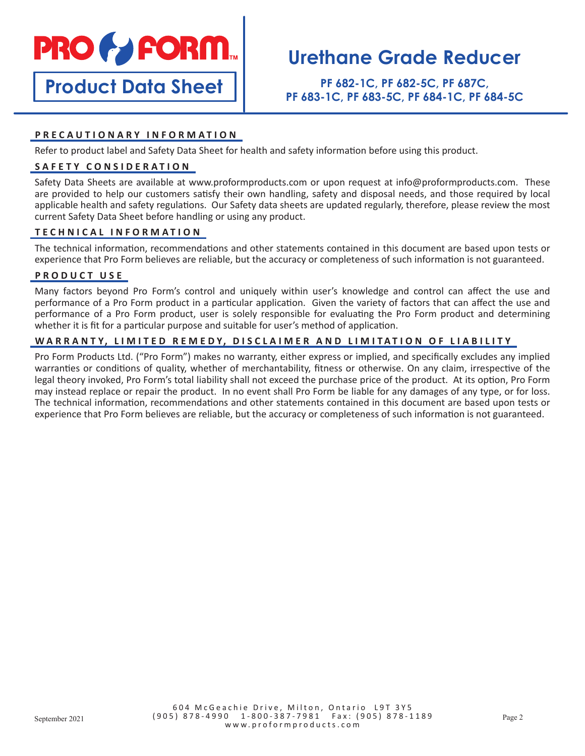# Urethane Grade Reducer

**Product Data Sheet**

**PF 682-1C, PF 682-5C, PF 687C, PF 683-1C, PF 683-5C, PF 684-1C, PF 684-5C**

## PRECAUTIONARY INFORMATION

Refer to product label and Safety Data Sheet for health and safety information before using this product.

## SAFETY CONSIDERATION

Safety Data Sheets are available at www.proformproducts.com or upon request at info@proformproducts.com. These are provided to help our customers satisfy their own handling, safety and disposal needs, and those required by local applicable health and safety regulations. Our Safety data sheets are updated regularly, therefore, please review the most current Safety Data Sheet before handling or using any product.

## TECHNICAL INFORMATION

The technical information, recommendations and other statements contained in this document are based upon tests or experience that Pro Form believes are reliable, but the accuracy or completeness of such information is not guaranteed.

## PRODUCT USE

Many factors beyond Pro Form's control and uniquely within user's knowledge and control can affect the use and performance of a Pro Form product in a particular application. Given the variety of factors that can affect the use and performance of a Pro Form product, user is solely responsible for evaluating the Pro Form product and determining whether it is fit for a particular purpose and suitable for user's method of application.

## WARRANTY, LIMITED REMEDY, DISCLAIMER AND LIMITATION OF LIABILITY

Pro Form Products Ltd. ("Pro Form") makes no warranty, either express or implied, and specifically excludes any implied warranties or conditions of quality, whether of merchantability, fitness or otherwise. On any claim, irrespective of the legal theory invoked, Pro Form's total liability shall not exceed the purchase price of the product. At its option, Pro Form may instead replace or repair the product. In no event shall Pro Form be liable for any damages of any type, or for loss. The technical information, recommendations and other statements contained in this document are based upon tests or experience that Pro Form believes are reliable, but the accuracy or completeness of such information is not guaranteed.

September 2021

604 McGeachie Drive, Milton, Ontario L9T 3Y5
(905) 878-4990 1-800-387-7981 Fax: (905) 878-1189
www.proformproducts.com